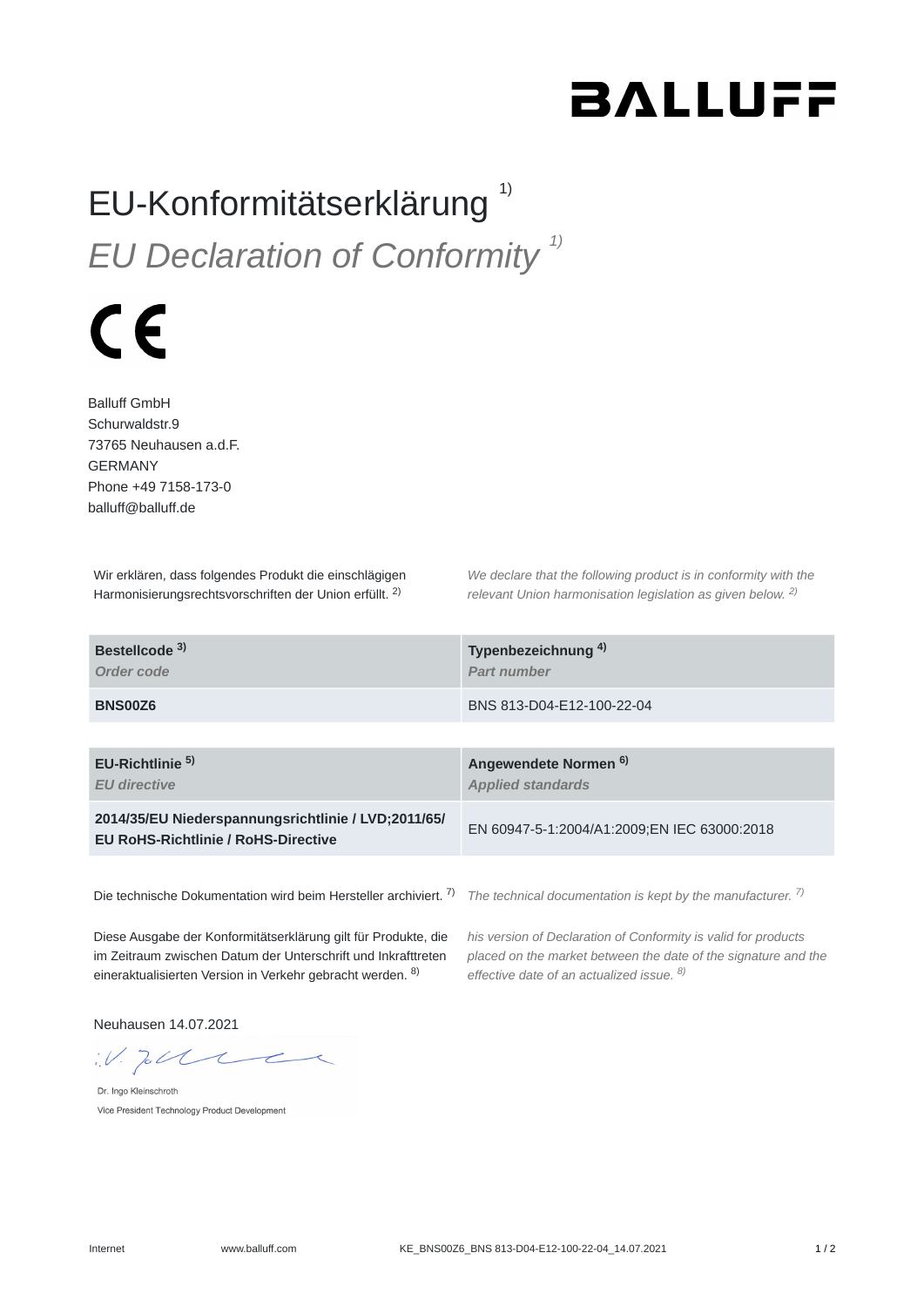BALLUFF

# EU-Konformitätserklärung [1)]

## *EU Declaration of Conformity [1)]*

CE

Balluff GmbH
Schurwaldstr.9
73765 Neuhausen a.d.F.
GERMANY
Phone +49 7158-173-0
balluff@balluff.de

Wir erklären, dass folgendes Produkt die einschlägigen Harmonisierungsrechtsvorschriften der Union erfüllt. [2)]

*We declare that the following product is in conformity with the relevant Union harmonisation legislation as given below. [2)]*

| **Bestellcode [3)]** *Order code* | **Typenbezeichnung [4)]** *Part number* |
|---|---|
| **BNS00Z6** | BNS 813-D04-E12-100-22-04 |

| **EU-Richtlinie [5)]** *EU directive* | **Angewendete Normen [6)]** *Applied standards* |
|---|---|
| **2014/35/EU Niederspannungsrichtlinie / LVD;2011/65/ EU RoHS-Richtlinie / RoHS-Directive** | EN 60947-5-1:2004/A1:2009;EN IEC 63000:2018 |

Die technische Dokumentation wird beim Hersteller archiviert. [7)]

*The technical documentation is kept by the manufacturer. [7)]*

Diese Ausgabe der Konformitätserklärung gilt für Produkte, die im Zeitraum zwischen Datum der Unterschrift und Inkrafttreten eineraktualisierten Version in Verkehr gebracht werden. [8)]

*his version of Declaration of Conformity is valid for products placed on the market between the date of the signature and the effective date of an actualized issue. [8)]*

Neuhausen 14.07.2021

i.V.

Dr. Ingo Kleinschroth
Vice President Technology Product Development

Internet www.balluff.com KE_BNS00Z6_BNS 813-D04-E12-100-22-04_14.07.2021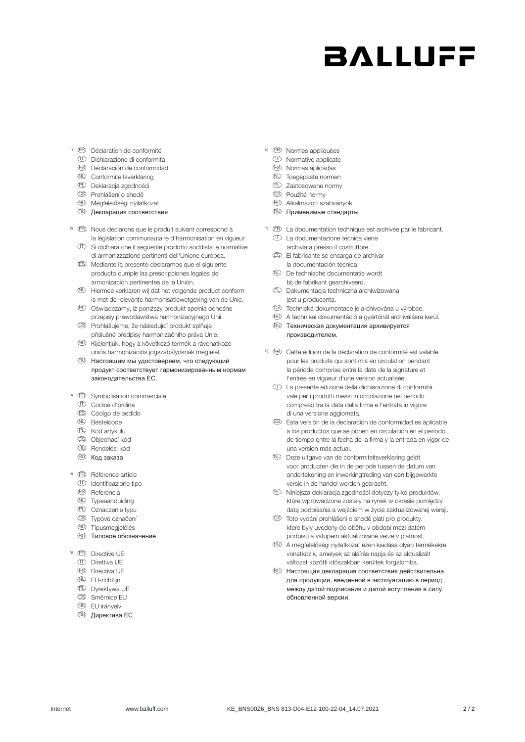# BALLUFF

1) (FR) Déclaration de conformité
(IT) Dichiarazione di conformità
(ES) Declaración de conformidad
(NL) Conformiteitsverklaring
(PL) Deklaracja zgodności
(CS) Prohlášení o shodě
(HU) Megfelelőségi nyilatkozat
(RU) Декларация соответствия

2) (FR) Nous déclarons que le produit suivant correspond à la législation communautaire d'harmonisation en vigueur.
(IT) Si dichiara che il seguente prodotto soddisfa le normative di armonizzazione pertinenti dell'Unione europea.
(ES) Mediante la presente declaramos que el siguiente producto cumple las prescripciones legales de armonización pertinentes de la Unión.
(NL) Hiermee verklaren wij dat het volgende product conform is met de relevante harmonisatiewetgeving van de Unie.
(PL) Oświadczamy, iż poniższy produkt spełnia odnośne przepisy prawodawstwa harmonizacyjnego Unii.
(CS) Prohlašujeme, že následující produkt splňuje příslušné předpisy harmonizačního práva Unie.
(HU) Kijelentjük, hogy a következő termék a rávonatkozó uniós harmonizációs jogszabályoknak megfelel.
(RU) Настоящим мы удостоверяем, что следующий продукт соответствует гармонизированным нормам законодательства ЕС.

3) (FR) Symbolisation commerciale
(IT) Codice d'ordine
(ES) Código de pedido
(NL) Bestelcode
(PL) Kod artykułu
(CS) Objednací kód
(HU) Rendelési kód
(RU) Код заказа

4) (FR) Référence article
(IT) Identificazione tipo
(ES) Referencia
(NL) Typeaanduiding
(PL) Oznaczenie typu
(CS) Typové označení
(HU) Típusmegjelölés
(RU) Типовое обозначение

5) (FR) Directive UE
(IT) Direttiva UE
(ES) Directiva UE
(NL) EU-richtlijn
(PL) Dyrektywa UE
(CS) Směrnice EU
(HU) EU irányelv
(RU) Директива ЕС

6) (FR) Normes appliquées
(IT) Normative applicate
(ES) Normas aplicadas
(NL) Toegepaste normen
(PL) Zastosowane normy
(CS) Použité normy
(HU) Alkalmazott szabványok
(RU) Применимые стандарты

7) (FR) La documentation technique est archivée par le fabricant.
(IT) La documentazione tecnica viene archiviata presso il costruttore.
(ES) El fabricante se encarga de archivar la documentación técnica.
(NL) De technische documentatie wordt bij de fabrikant gearchiveerd.
(PL) Dokumentacja techniczna archiwizowana jest u producenta.
(CS) Technická dokumentace je archivována u výrobce.
(HU) A technikai dokumentáció a gyártónál archiválásra kerül.
(RU) Техническая документация архивируется производителем.

8) (FR) Cette édition de la déclaration de conformité est valable pour les produits qui sont mis en circulation pendant la période comprise entre la date de la signature et l'entrée en vigueur d'une version actualisée.
(IT) La presente edizione della dichiarazione di conformità vale per i prodotti messi in circolazione nel periodo compreso tra la data della firma e l'entrata in vigore di una versione aggiornata.
(ES) Esta versión de la declaración de conformidad es aplicable a los productos que se ponen en circulación en el período de tiempo entre la fecha de la firma y la entrada en vigor de una versión más actual.
(NL) Deze uitgave van de conformiteitsverklaring geldt voor producten die in de periode tussen de datum van ondertekening en inwerkingtreding van een bijgewerkte versie in de handel worden gebracht.
(PL) Niniejsza deklaracja zgodności dotyczy tylko produktów, które wprowadzone zostały na rynek w okresie pomiędzy datą podpisania a wejściem w życie zaktualizowanej wersji.
(CS) Toto vydání prohlášení o shodě platí pro produkty, které byly uvedeny do oběhu v období mezi datem podpisu a vstupem aktualizované verze v platnost.
(HU) A megfelelőségi nyilatkozat ezen kiadása olyan termékekre vonatkozik, amelyek az aláírás napja és az aktualizált változat közötti időszakban kerültek forgalomba.
(RU) Настоящая декларация соответствия действительна для продукции, введенной в эксплуатацию в период между датой подписания и датой вступления в силу обновленной версии.

Internet www.balluff.com KE_BNS00Z6_BNS 813-D04-E12-100-22-04_14.07.2021